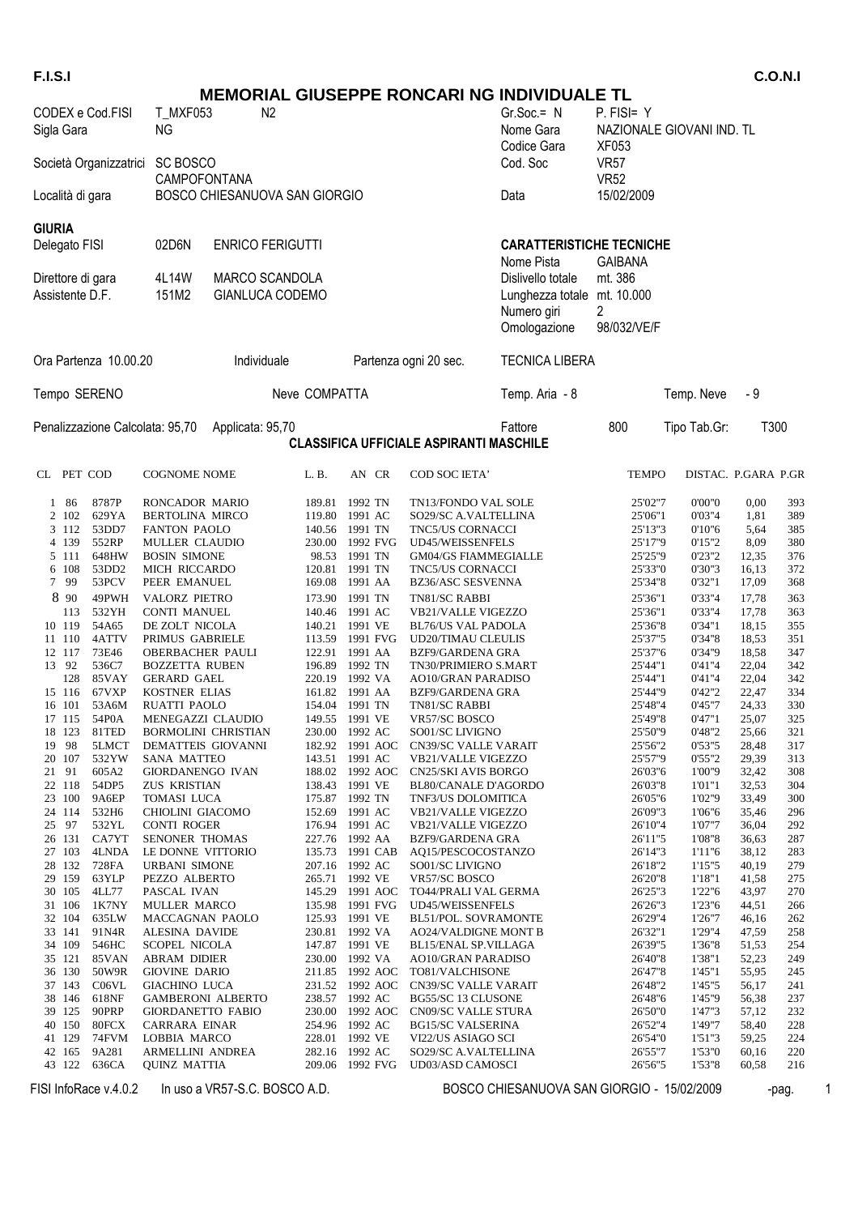F.I.S.I C.O.N.I

# MEMORIAL GIUSEPPE RONCARI NG INDIVIDUALE TL

| | | | | |
|---|---|---|---|---|
| CODEX e Cod.FISI | T_MXF053 N2 | | Gr.Soc.= N | P. FISI= Y |
| Sigla Gara | NG | | Nome Gara | NAZIONALE GIOVANI IND. TL |
| | | | Codice Gara | XF053 |
| Società Organizzatrici | SC BOSCO CAMPOFONTANA | | Cod. Soc | VR57 VR52 |
| Località gi gara | BOSCO CHIESANUOVA SAN GIORGIO | | Data | 15/02/2009 |

**GIURIA**

| | | | | |
|---|---|---|---|---|
| Delegato FISI | 02D6N | ENRICO FERIGUTTI | **CARATTERISTICHE TECNICHE** | |
| | | | Nome Pista | GAIBANA |
| Direttore di gara | 4L14W | MARCO SCANDOLA | Dislivello totale | mt. 386 |
| Assistente D.F. | 151M2 | GIANLUCA CODEMO | Lunghezza totale | mt. 10.000 |
| | | | Numero giri | 2 |
| | | | Omologazione | 98/032/VE/F |

Ora Partenza 10.00.20 — Individuale — Partenza ogni 20 sec. — TECNICA LIBERA

Tempo SERENO — Neve COMPATTA — Temp. Aria - 8 — Temp. Neve - 9

Penalizzazione Calcolata: 95,70 — Applicata: 95,70 — Fattore 800 — Tipo Tab.Gr: T300

## CLASSIFICA UFFICIALE ASPIRANTI MASCHILE

| CL | PET | COD | COGNOME NOME | L. B. | AN | CR | COD SOC IETA' | TEMPO | DISTAC. | P.GARA | P.GR |
|---|---|---|---|---|---|---|---|---|---|---|---|
| 1 | 86 | 8787P | RONCADOR MARIO | 189.81 | 1992 | TN | TN13/FONDO VAL SOLE | 25'02"7 | 0'00"0 | 0,00 | 393 |
| 2 | 102 | 629YA | BERTOLINA MIRCO | 119.80 | 1991 | AC | SO29/SC A.VALTELLINA | 25'06"1 | 0'03"4 | 1,81 | 389 |
| 3 | 112 | 53DD7 | FANTON PAOLO | 140.56 | 1991 | TN | TNC5/US CORNACCI | 25'13"3 | 0'10"6 | 5,64 | 385 |
| 4 | 139 | 552RP | MULLER CLAUDIO | 230.00 | 1992 | FVG | UD45/WEISSENFELS | 25'17"9 | 0'15"2 | 8,09 | 380 |
| 5 | 111 | 648HW | BOSIN SIMONE | 98.53 | 1991 | TN | GM04/GS FIAMMEGIALLE | 25'25"9 | 0'23"2 | 12,35 | 376 |
| 6 | 108 | 53DD2 | MICH RICCARDO | 120.81 | 1991 | TN | TNC5/US CORNACCI | 25'33"0 | 0'30"3 | 16,13 | 372 |
| 7 | 99 | 53PCV | PEER EMANUEL | 169.08 | 1991 | AA | BZ36/ASC SESVENNA | 25'34"8 | 0'32"1 | 17,09 | 368 |
| 8 | 90 | 49PWH | VALORZ PIETRO | 173.90 | 1991 | TN | TN81/SC RABBI | 25'36"1 | 0'33"4 | 17,78 | 363 |
| | 113 | 532YH | CONTI MANUEL | 140.46 | 1991 | AC | VB21/VALLE VIGEZZO | 25'36"1 | 0'33"4 | 17,78 | 363 |
| 10 | 119 | 54A65 | DE ZOLT NICOLA | 140.21 | 1991 | VE | BL76/US VAL PADOLA | 25'36"8 | 0'34"1 | 18,15 | 355 |
| 11 | 110 | 4ATTV | PRIMUS GABRIELE | 113.59 | 1991 | FVG | UD20/TIMAU CLEULIS | 25'37"5 | 0'34"8 | 18,53 | 351 |
| 12 | 117 | 73E46 | OBERBACHER PAULI | 122.91 | 1991 | AA | BZF9/GARDENA GRA | 25'37"6 | 0'34"9 | 18,58 | 347 |
| 13 | 92 | 536C7 | BOZZETTA RUBEN | 196.89 | 1992 | TN | TN30/PRIMIERO S.MART | 25'44"1 | 0'41"4 | 22,04 | 342 |
| | 128 | 85VAY | GERARD GAEL | 220.19 | 1992 | VA | AO10/GRAN PARADISO | 25'44"1 | 0'41"4 | 22,04 | 342 |
| 15 | 116 | 67VXP | KOSTNER ELIAS | 161.82 | 1991 | AA | BZF9/GARDENA GRA | 25'44"9 | 0'42"2 | 22,47 | 334 |
| 16 | 101 | 53A6M | RUATTI PAOLO | 154.04 | 1991 | TN | TN81/SC RABBI | 25'48"4 | 0'45"7 | 24,33 | 330 |
| 17 | 115 | 54P0A | MENEGAZZI CLAUDIO | 149.55 | 1991 | VE | VR57/SC BOSCO | 25'49"8 | 0'47"1 | 25,07 | 325 |
| 18 | 123 | 81TED | BORMOLINI CHRISTIAN | 230.00 | 1992 | AC | SO01/SC LIVIGNO | 25'50"9 | 0'48"2 | 25,66 | 321 |
| 19 | 98 | 5LMCT | DEMATTEIS GIOVANNI | 182.92 | 1991 | AOC | CN39/SC VALLE VARAIT | 25'56"2 | 0'53"5 | 28,48 | 317 |
| 20 | 107 | 532YW | SANA MATTEO | 143.51 | 1991 | AC | VB21/VALLE VIGEZZO | 25'57"9 | 0'55"2 | 29,39 | 313 |
| 21 | 91 | 605A2 | GIORDANENGO IVAN | 188.02 | 1992 | AOC | CN25/SKI AVIS BORGO | 26'03"6 | 1'00"9 | 32,42 | 308 |
| 22 | 118 | 54DP5 | ZUS KRISTIAN | 138.43 | 1991 | VE | BL80/CANALE D'AGORDO | 26'03"8 | 1'01"1 | 32,53 | 304 |
| 23 | 100 | 9A6EP | TOMASI LUCA | 175.87 | 1992 | TN | TNF3/US DOLOMITICA | 26'05"6 | 1'02"9 | 33,49 | 300 |
| 24 | 114 | 532H6 | CHIOLINI GIACOMO | 152.69 | 1991 | AC | VB21/VALLE VIGEZZO | 26'09"3 | 1'06"6 | 35,46 | 296 |
| 25 | 97 | 532YL | CONTI ROGER | 176.94 | 1991 | AC | VB21/VALLE VIGEZZO | 26'10"4 | 1'07"7 | 36,04 | 292 |
| 26 | 131 | CA7YT | SENONER THOMAS | 227.76 | 1992 | AA | BZF9/GARDENA GRA | 26'11"5 | 1'08"8 | 36,63 | 287 |
| 27 | 103 | 4LNDA | LE DONNE VITTORIO | 135.73 | 1991 | CAB | AQ15/PESCOCOSTANZO | 26'14"3 | 1'11"6 | 38,12 | 283 |
| 28 | 132 | 728FA | URBANI SIMONE | 207.16 | 1992 | AC | SO01/SC LIVIGNO | 26'18"2 | 1'15"5 | 40,19 | 279 |
| 29 | 159 | 63YLP | PEZZO ALBERTO | 265.71 | 1992 | VE | VR57/SC BOSCO | 26'20"8 | 1'18"1 | 41,58 | 275 |
| 30 | 105 | 4LL77 | PASCAL IVAN | 145.29 | 1991 | AOC | TO44/PRALI VAL GERMA | 26'25"3 | 1'22"6 | 43,97 | 270 |
| 31 | 106 | 1K7NY | MULLER MARCO | 135.98 | 1991 | FVG | UD45/WEISSENFELS | 26'26"3 | 1'23"6 | 44,51 | 266 |
| 32 | 104 | 635LW | MACCAGNAN PAOLO | 125.93 | 1991 | VE | BL51/POL. SOVRAMONTE | 26'29"4 | 1'26"7 | 46,16 | 262 |
| 33 | 141 | 91N4R | ALESINA DAVIDE | 230.81 | 1992 | VA | AO24/VALDIGNE MONT B | 26'32"1 | 1'29"4 | 47,59 | 258 |
| 34 | 109 | 546HC | SCOPEL NICOLA | 147.87 | 1991 | VE | BL15/ENAL SP.VILLAGA | 26'39"5 | 1'36"8 | 51,53 | 254 |
| 35 | 121 | 85VAN | ABRAM DIDIER | 230.00 | 1992 | VA | AO10/GRAN PARADISO | 26'40"8 | 1'38"1 | 52,23 | 249 |
| 36 | 130 | 50W9R | GIOVINE DARIO | 211.85 | 1992 | AOC | TO81/VALCHISONE | 26'47"8 | 1'45"1 | 55,95 | 245 |
| 37 | 143 | C06VL | GIACHINO LUCA | 231.52 | 1992 | AOC | CN39/SC VALLE VARAIT | 26'48"2 | 1'45"5 | 56,17 | 241 |
| 38 | 146 | 618NF | GAMBERONI ALBERTO | 238.57 | 1992 | AC | BG55/SC 13 CLUSONE | 26'48"6 | 1'45"9 | 56,38 | 237 |
| 39 | 125 | 90PRP | GIORDANETTO FABIO | 230.00 | 1992 | AOC | CN09/SC VALLE STURA | 26'50"0 | 1'47"3 | 57,12 | 232 |
| 40 | 150 | 80FCX | CARRARA EINAR | 254.96 | 1992 | AC | BG15/SC VALSERINA | 26'52"4 | 1'49"7 | 58,40 | 228 |
| 41 | 129 | 74FVM | LOBBIA MARCO | 228.01 | 1992 | VE | VI22/US ASIAGO SCI | 26'54"0 | 1'51"3 | 59,25 | 224 |
| 42 | 165 | 9A281 | ARMELLINI ANDREA | 282.16 | 1992 | AC | SO29/SC A.VALTELLINA | 26'55"7 | 1'53"0 | 60,16 | 220 |
| 43 | 122 | 636CA | QUINZ MATTIA | 209.06 | 1992 | FVG | UD03/ASD CAMOSCI | 26'56"5 | 1'53"8 | 60,58 | 216 |

FISI InfoRace v.4.0.2 — In uso a VR57-S.C. BOSCO A.D. — BOSCO CHIESANUOVA SAN GIORGIO - 15/02/2009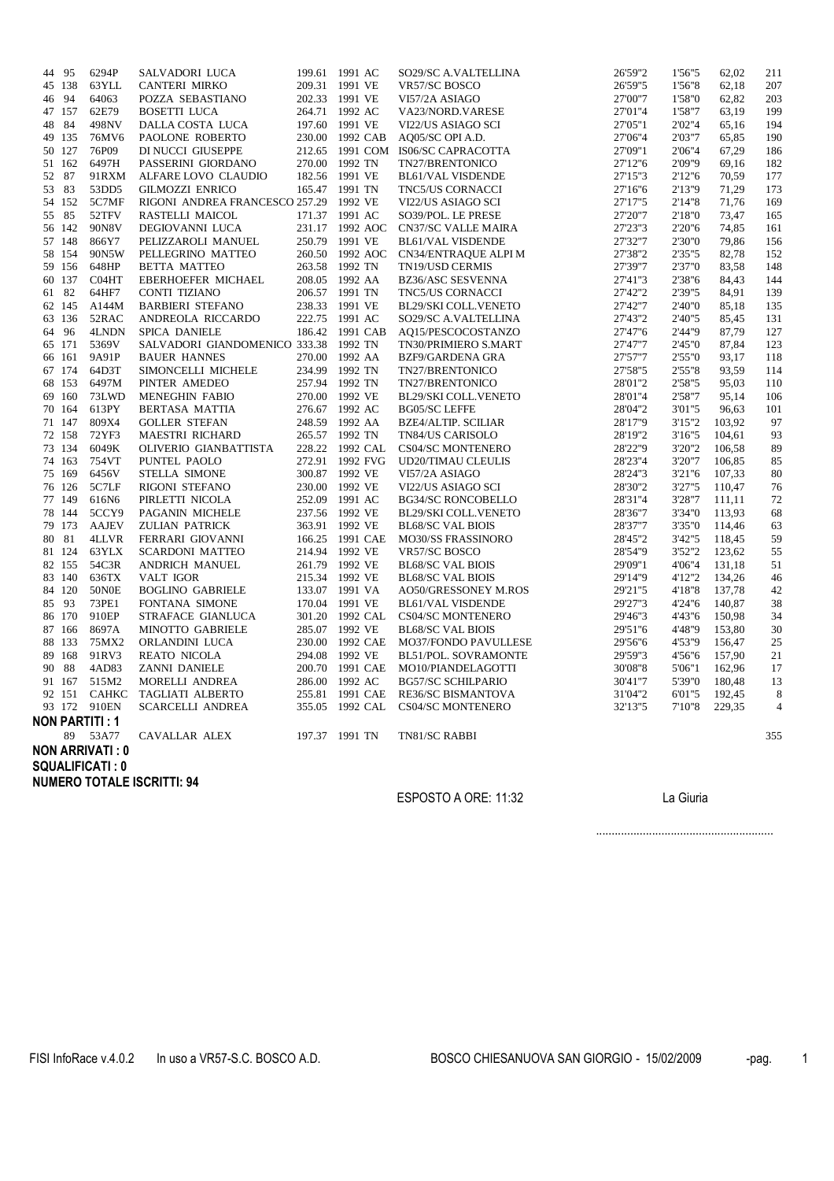| | | | | | | | | | | | |
|---|---|---|---|---|---|---|---|---|---|---|---|
| 44 | 95 | 6294P | SALVADORI LUCA | 199.61 | 1991 AC | SO29/SC A.VALTELLINA | 26'59"2 | 1'56"5 | 62,02 | 211 |
| 45 | 138 | 63YLL | CANTERI MIRKO | 209.31 | 1991 VE | VR57/SC BOSCO | 26'59"5 | 1'56"8 | 62,18 | 207 |
| 46 | 94 | 64063 | POZZA SEBASTIANO | 202.33 | 1991 VE | VI57/2A ASIAGO | 27'00"7 | 1'58"0 | 62,82 | 203 |
| 47 | 157 | 62E79 | BOSETTI LUCA | 264.71 | 1992 AC | VA23/NORD.VARESE | 27'01"4 | 1'58"7 | 63,19 | 199 |
| 48 | 84 | 498NV | DALLA COSTA LUCA | 197.60 | 1991 VE | VI22/US ASIAGO SCI | 27'05"1 | 2'02"4 | 65,16 | 194 |
| 49 | 135 | 76MV6 | PAOLONE ROBERTO | 230.00 | 1992 CAB | AQ05/SC OPI A.D. | 27'06"4 | 2'03"7 | 65,85 | 190 |
| 50 | 127 | 76P09 | DI NUCCI GIUSEPPE | 212.65 | 1991 COM | IS06/SC CAPRACOTTA | 27'09"1 | 2'06"4 | 67,29 | 186 |
| 51 | 162 | 6497H | PASSERINI GIORDANO | 270.00 | 1992 TN | TN27/BRENTONICO | 27'12"6 | 2'09"9 | 69,16 | 182 |
| 52 | 87 | 91RXM | ALFARE LOVO CLAUDIO | 182.56 | 1991 VE | BL61/VAL VISDENDE | 27'15"3 | 2'12"6 | 70,59 | 177 |
| 53 | 83 | 53DD5 | GILMOZZI ENRICO | 165.47 | 1991 TN | TNC5/US CORNACCI | 27'16"6 | 2'13"9 | 71,29 | 173 |
| 54 | 152 | 5C7MF | RIGONI ANDREA FRANCESCO | 257.29 | 1992 VE | VI22/US ASIAGO SCI | 27'17"5 | 2'14"8 | 71,76 | 169 |
| 55 | 85 | 52TFV | RASTELLI MAICOL | 171.37 | 1991 AC | SO39/POL. LE PRESE | 27'20"7 | 2'18"0 | 73,47 | 165 |
| 56 | 142 | 90N8V | DEGIOVANNI LUCA | 231.17 | 1992 AOC | CN37/SC VALLE MAIRA | 27'23"3 | 2'20"6 | 74,85 | 161 |
| 57 | 148 | 866Y7 | PELIZZAROLI MANUEL | 250.79 | 1991 VE | BL61/VAL VISDENDE | 27'32"7 | 2'30"0 | 79,86 | 156 |
| 58 | 154 | 90N5W | PELLEGRINO MATTEO | 260.50 | 1992 AOC | CN34/ENTRAQUE ALPI M | 27'38"2 | 2'35"5 | 82,78 | 152 |
| 59 | 156 | 648HP | BETTA MATTEO | 263.58 | 1992 TN | TN19/USD CERMIS | 27'39"7 | 2'37"0 | 83,58 | 148 |
| 60 | 137 | C04HT | EBERHOEFER MICHAEL | 208.05 | 1992 AA | BZ36/ASC SESVENNA | 27'41"3 | 2'38"6 | 84,43 | 144 |
| 61 | 82 | 64HF7 | CONTI TIZIANO | 206.57 | 1991 TN | TNC5/US CORNACCI | 27'42"2 | 2'39"5 | 84,91 | 139 |
| 62 | 145 | A144M | BARBIERI STEFANO | 238.33 | 1991 VE | BL29/SKI COLL.VENETO | 27'42"7 | 2'40"0 | 85,18 | 135 |
| 63 | 136 | 52RAC | ANDREOLA RICCARDO | 222.75 | 1991 AC | SO29/SC A.VALTELLINA | 27'43"2 | 2'40"5 | 85,45 | 131 |
| 64 | 96 | 4LNDN | SPICA DANIELE | 186.42 | 1991 CAB | AQ15/PESCOCOSTANZO | 27'47"6 | 2'44"9 | 87,79 | 127 |
| 65 | 171 | 5369V | SALVADORI GIANDOMENICO | 333.38 | 1992 TN | TN30/PRIMIERO S.MART | 27'47"7 | 2'45"0 | 87,84 | 123 |
| 66 | 161 | 9A91P | BAUER HANNES | 270.00 | 1992 AA | BZF9/GARDENA GRA | 27'57"7 | 2'55"0 | 93,17 | 118 |
| 67 | 174 | 64D3T | SIMONCELLI MICHELE | 234.99 | 1992 TN | TN27/BRENTONICO | 27'58"5 | 2'55"8 | 93,59 | 114 |
| 68 | 153 | 6497M | PINTER AMEDEO | 257.94 | 1992 TN | TN27/BRENTONICO | 28'01"2 | 2'58"5 | 95,03 | 110 |
| 69 | 160 | 73LWD | MENEGHIN FABIO | 270.00 | 1992 VE | BL29/SKI COLL.VENETO | 28'01"4 | 2'58"7 | 95,14 | 106 |
| 70 | 164 | 613PY | BERTASA MATTIA | 276.67 | 1992 AC | BG05/SC LEFFE | 28'04"2 | 3'01"5 | 96,63 | 101 |
| 71 | 147 | 809X4 | GOLLER STEFAN | 248.59 | 1992 AA | BZE4/ALTIP. SCILIAR | 28'17"9 | 3'15"2 | 103,92 | 97 |
| 72 | 158 | 72YF3 | MAESTRI RICHARD | 265.57 | 1992 TN | TN84/US CARISOLO | 28'19"2 | 3'16"5 | 104,61 | 93 |
| 73 | 134 | 6049K | OLIVERIO GIANBATTISTA | 228.22 | 1992 CAL | CS04/SC MONTENERO | 28'22"9 | 3'20"2 | 106,58 | 89 |
| 74 | 163 | 754VT | PUNTEL PAOLO | 272.91 | 1992 FVG | UD20/TIMAU CLEULIS | 28'23"4 | 3'20"7 | 106,85 | 85 |
| 75 | 169 | 6456V | STELLA SIMONE | 300.87 | 1992 VE | VI57/2A ASIAGO | 28'24"3 | 3'21"6 | 107,33 | 80 |
| 76 | 126 | 5C7LF | RIGONI STEFANO | 230.00 | 1992 VE | VI22/US ASIAGO SCI | 28'30"2 | 3'27"5 | 110,47 | 76 |
| 77 | 149 | 616N6 | PIRLETTI NICOLA | 252.09 | 1991 AC | BG34/SC RONCOBELLO | 28'31"4 | 3'28"7 | 111,11 | 72 |
| 78 | 144 | 5CCY9 | PAGANIN MICHELE | 237.56 | 1992 VE | BL29/SKI COLL.VENETO | 28'36"7 | 3'34"0 | 113,93 | 68 |
| 79 | 173 | AAJEV | ZULIAN PATRICK | 363.91 | 1992 VE | BL68/SC VAL BIOIS | 28'37"7 | 3'35"0 | 114,46 | 63 |
| 80 | 81 | 4LLVR | FERRARI GIOVANNI | 166.25 | 1991 CAE | MO30/SS FRASSINORO | 28'45"2 | 3'42"5 | 118,45 | 59 |
| 81 | 124 | 63YLX | SCARDONI MATTEO | 214.94 | 1992 VE | VR57/SC BOSCO | 28'54"9 | 3'52"2 | 123,62 | 55 |
| 82 | 155 | 54C3R | ANDRICH MANUEL | 261.79 | 1992 VE | BL68/SC VAL BIOIS | 29'09"1 | 4'06"4 | 131,18 | 51 |
| 83 | 140 | 636TX | VALT IGOR | 215.34 | 1992 VE | BL68/SC VAL BIOIS | 29'14"9 | 4'12"2 | 134,26 | 46 |
| 84 | 120 | 50N0E | BOGLINO GABRIELE | 133.07 | 1991 VA | AO50/GRESSONEY M.ROS | 29'21"5 | 4'18"8 | 137,78 | 42 |
| 85 | 93 | 73PE1 | FONTANA SIMONE | 170.04 | 1991 VE | BL61/VAL VISDENDE | 29'27"3 | 4'24"6 | 140,87 | 38 |
| 86 | 170 | 910EP | STRAFACE GIANLUCA | 301.20 | 1992 CAL | CS04/SC MONTENERO | 29'46"3 | 4'43"6 | 150,98 | 34 |
| 87 | 166 | 8697A | MINOTTO GABRIELE | 285.07 | 1992 VE | BL68/SC VAL BIOIS | 29'51"6 | 4'48"9 | 153,80 | 30 |
| 88 | 133 | 75MX2 | ORLANDINI LUCA | 230.00 | 1992 CAE | MO37/FONDO PAVULLESE | 29'56"6 | 4'53"9 | 156,47 | 25 |
| 89 | 168 | 91RV3 | REATO NICOLA | 294.08 | 1992 VE | BL51/POL. SOVRAMONTE | 29'59"3 | 4'56"6 | 157,90 | 21 |
| 90 | 88 | 4AD83 | ZANNI DANIELE | 200.70 | 1991 CAE | MO10/PIANDELAGOTTI | 30'08"8 | 5'06"1 | 162,96 | 17 |
| 91 | 167 | 515M2 | MORELLI ANDREA | 286.00 | 1992 AC | BG57/SC SCHILPARIO | 30'41"7 | 5'39"0 | 180,48 | 13 |
| 92 | 151 | CAHKC | TAGLIATI ALBERTO | 255.81 | 1991 CAE | RE36/SC BISMANTOVA | 31'04"2 | 6'01"5 | 192,45 | 8 |
| 93 | 172 | 910EN | SCARCELLI ANDREA | 355.05 | 1992 CAL | CS04/SC MONTENERO | 32'13"5 | 7'10"8 | 229,35 | 4 |

**NON PARTITI : 1**

| | | | | | | | |
|---|---|---|---|---|---|---|---|
| 89 | 53A77 | CAVALLAR ALEX | 197.37 | 1991 TN | TN81/SC RABBI | 355 |

**NON ARRIVATI : 0**

**SQUALIFICATI : 0**

**NUMERO TOTALE ISCRITTI: 94**

ESPOSTO A ORE: 11:32

La Giuria

.........................................................

FISI InfoRace v.4.0.2 In uso a VR57-S.C. BOSCO A.D.

BOSCO CHIESANUOVA SAN GIORGIO - 15/02/2009